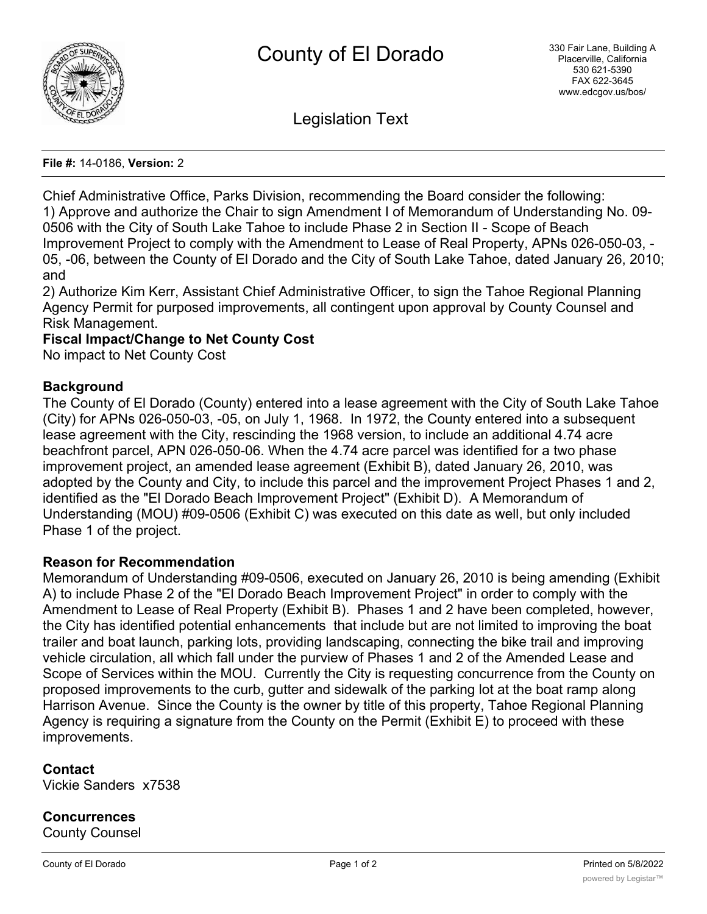# County of El Dorado

330 Fair Lane, Building A
Placerville, California
530 621-5390
FAX 622-3645
www.edcgov.us/bos/

## Legislation Text

**File #:** 14-0186, **Version:** 2

Chief Administrative Office, Parks Division, recommending the Board consider the following:
1) Approve and authorize the Chair to sign Amendment I of Memorandum of Understanding No. 09-0506 with the City of South Lake Tahoe to include Phase 2 in Section II - Scope of Beach Improvement Project to comply with the Amendment to Lease of Real Property, APNs 026-050-03, -05, -06, between the County of El Dorado and the City of South Lake Tahoe, dated January 26, 2010; and
2) Authorize Kim Kerr, Assistant Chief Administrative Officer, to sign the Tahoe Regional Planning Agency Permit for purposed improvements, all contingent upon approval by County Counsel and Risk Management.

**Fiscal Impact/Change to Net County Cost**
No impact to Net County Cost

**Background**
The County of El Dorado (County) entered into a lease agreement with the City of South Lake Tahoe (City) for APNs 026-050-03, -05, on July 1, 1968. In 1972, the County entered into a subsequent lease agreement with the City, rescinding the 1968 version, to include an additional 4.74 acre beachfront parcel, APN 026-050-06. When the 4.74 acre parcel was identified for a two phase improvement project, an amended lease agreement (Exhibit B), dated January 26, 2010, was adopted by the County and City, to include this parcel and the improvement Project Phases 1 and 2, identified as the "El Dorado Beach Improvement Project" (Exhibit D). A Memorandum of Understanding (MOU) #09-0506 (Exhibit C) was executed on this date as well, but only included Phase 1 of the project.

**Reason for Recommendation**
Memorandum of Understanding #09-0506, executed on January 26, 2010 is being amending (Exhibit A) to include Phase 2 of the "El Dorado Beach Improvement Project" in order to comply with the Amendment to Lease of Real Property (Exhibit B). Phases 1 and 2 have been completed, however, the City has identified potential enhancements that include but are not limited to improving the boat trailer and boat launch, parking lots, providing landscaping, connecting the bike trail and improving vehicle circulation, all which fall under the purview of Phases 1 and 2 of the Amended Lease and Scope of Services within the MOU. Currently the City is requesting concurrence from the County on proposed improvements to the curb, gutter and sidewalk of the parking lot at the boat ramp along Harrison Avenue. Since the County is the owner by title of this property, Tahoe Regional Planning Agency is requiring a signature from the County on the Permit (Exhibit E) to proceed with these improvements.

**Contact**
Vickie Sanders x7538

**Concurrences**
County Counsel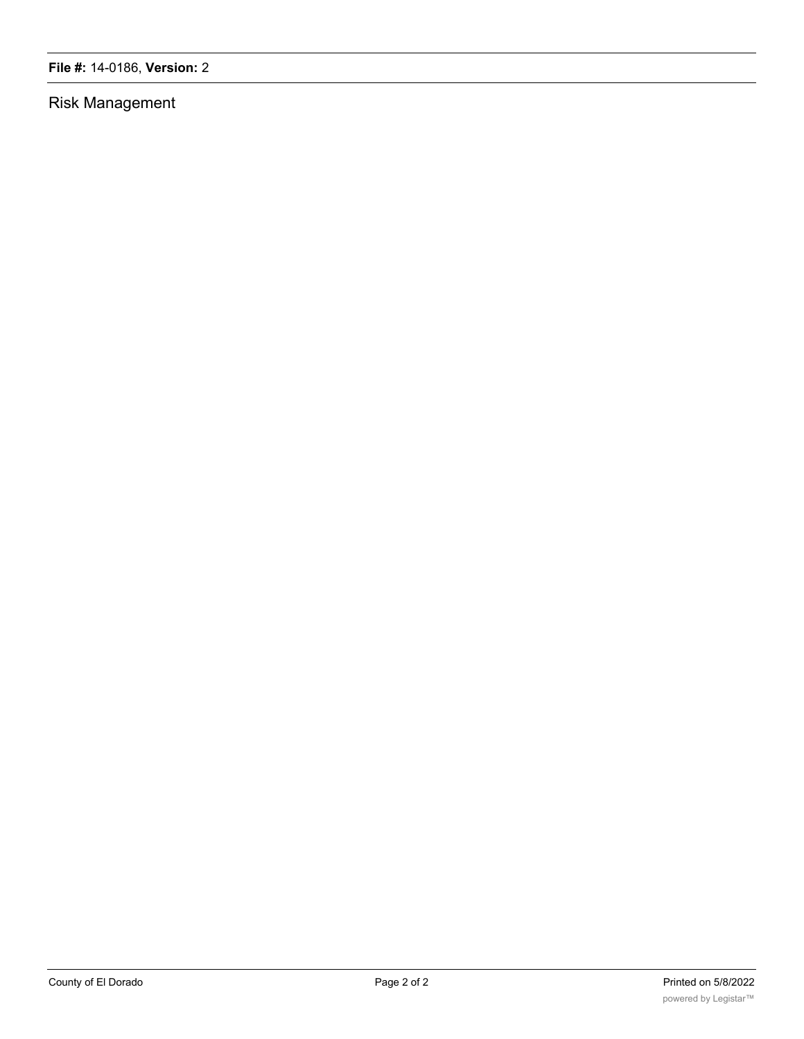Risk Management